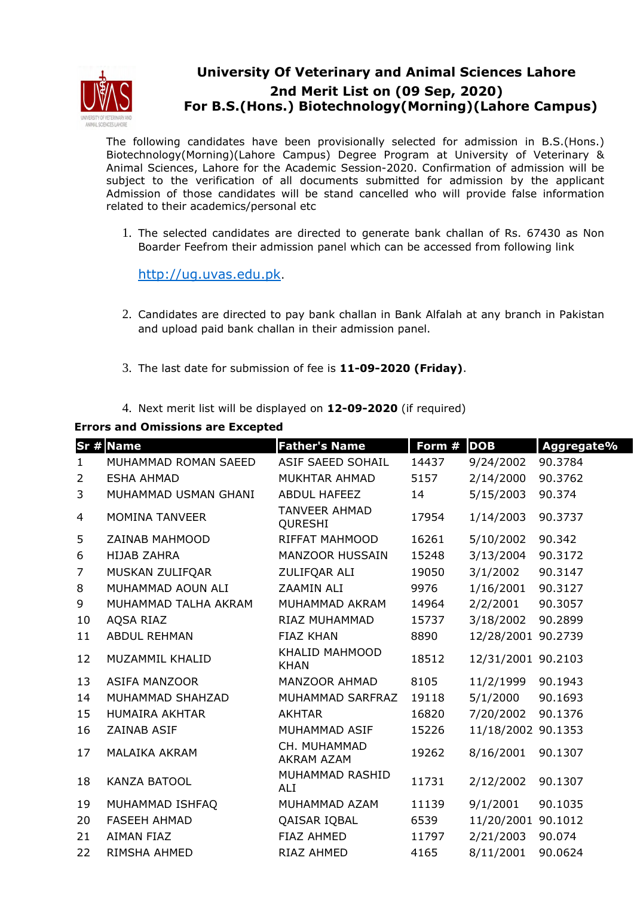# University Of Veterinary and Animal Sciences Lahore

## 2nd Merit List on (09 Sep, 2020)

## For B.S.(Hons.) Biotechnology(Morning)(Lahore Campus)

The following candidates have been provisionally selected for admission in B.S.(Hons.) Biotechnology(Morning)(Lahore Campus) Degree Program at University of Veterinary & Animal Sciences, Lahore for the Academic Session-2020. Confirmation of admission will be subject to the verification of all documents submitted for admission by the applicant Admission of those candidates will be stand cancelled who will provide false information related to their academics/personal etc

1. The selected candidates are directed to generate bank challan of Rs. 67430 as Non Boarder Feefrom their admission panel which can be accessed from following link

   http://ug.uvas.edu.pk.

2. Candidates are directed to pay bank challan in Bank Alfalah at any branch in Pakistan and upload paid bank challan in their admission panel.

3. The last date for submission of fee is **11-09-2020 (Friday)**.

4. Next merit list will be displayed on **12-09-2020** (if required)

**Errors and Omissions are Excepted**

| Sr # | Name | Father's Name | Form # | DOB | Aggregate% |
|---|---|---|---|---|---|
| 1 | MUHAMMAD ROMAN SAEED | ASIF SAEED SOHAIL | 14437 | 9/24/2002 | 90.3784 |
| 2 | ESHA AHMAD | MUKHTAR AHMAD | 5157 | 2/14/2000 | 90.3762 |
| 3 | MUHAMMAD USMAN GHANI | ABDUL HAFEEZ | 14 | 5/15/2003 | 90.374 |
| 4 | MOMINA TANVEER | TANVEER AHMAD QURESHI | 17954 | 1/14/2003 | 90.3737 |
| 5 | ZAINAB MAHMOOD | RIFFAT MAHMOOD | 16261 | 5/10/2002 | 90.342 |
| 6 | HIJAB ZAHRA | MANZOOR HUSSAIN | 15248 | 3/13/2004 | 90.3172 |
| 7 | MUSKAN ZULIFQAR | ZULIFQAR ALI | 19050 | 3/1/2002 | 90.3147 |
| 8 | MUHAMMAD AOUN ALI | ZAAMIN ALI | 9976 | 1/16/2001 | 90.3127 |
| 9 | MUHAMMAD TALHA AKRAM | MUHAMMAD AKRAM | 14964 | 2/2/2001 | 90.3057 |
| 10 | AQSA RIAZ | RIAZ MUHAMMAD | 15737 | 3/18/2002 | 90.2899 |
| 11 | ABDUL REHMAN | FIAZ KHAN | 8890 | 12/28/2001 | 90.2739 |
| 12 | MUZAMMIL KHALID | KHALID MAHMOOD KHAN | 18512 | 12/31/2001 | 90.2103 |
| 13 | ASIFA MANZOOR | MANZOOR AHMAD | 8105 | 11/2/1999 | 90.1943 |
| 14 | MUHAMMAD SHAHZAD | MUHAMMAD SARFRAZ | 19118 | 5/1/2000 | 90.1693 |
| 15 | HUMAIRA AKHTAR | AKHTAR | 16820 | 7/20/2002 | 90.1376 |
| 16 | ZAINAB ASIF | MUHAMMAD ASIF | 15226 | 11/18/2002 | 90.1353 |
| 17 | MALAIKA AKRAM | CH. MUHAMMAD AKRAM AZAM | 19262 | 8/16/2001 | 90.1307 |
| 18 | KANZA BATOOL | MUHAMMAD RASHID ALI | 11731 | 2/12/2002 | 90.1307 |
| 19 | MUHAMMAD ISHFAQ | MUHAMMAD AZAM | 11139 | 9/1/2001 | 90.1035 |
| 20 | FASEEH AHMAD | QAISAR IQBAL | 6539 | 11/20/2001 | 90.1012 |
| 21 | AIMAN FIAZ | FIAZ AHMED | 11797 | 2/21/2003 | 90.074 |
| 22 | RIMSHA AHMED | RIAZ AHMED | 4165 | 8/11/2001 | 90.0624 |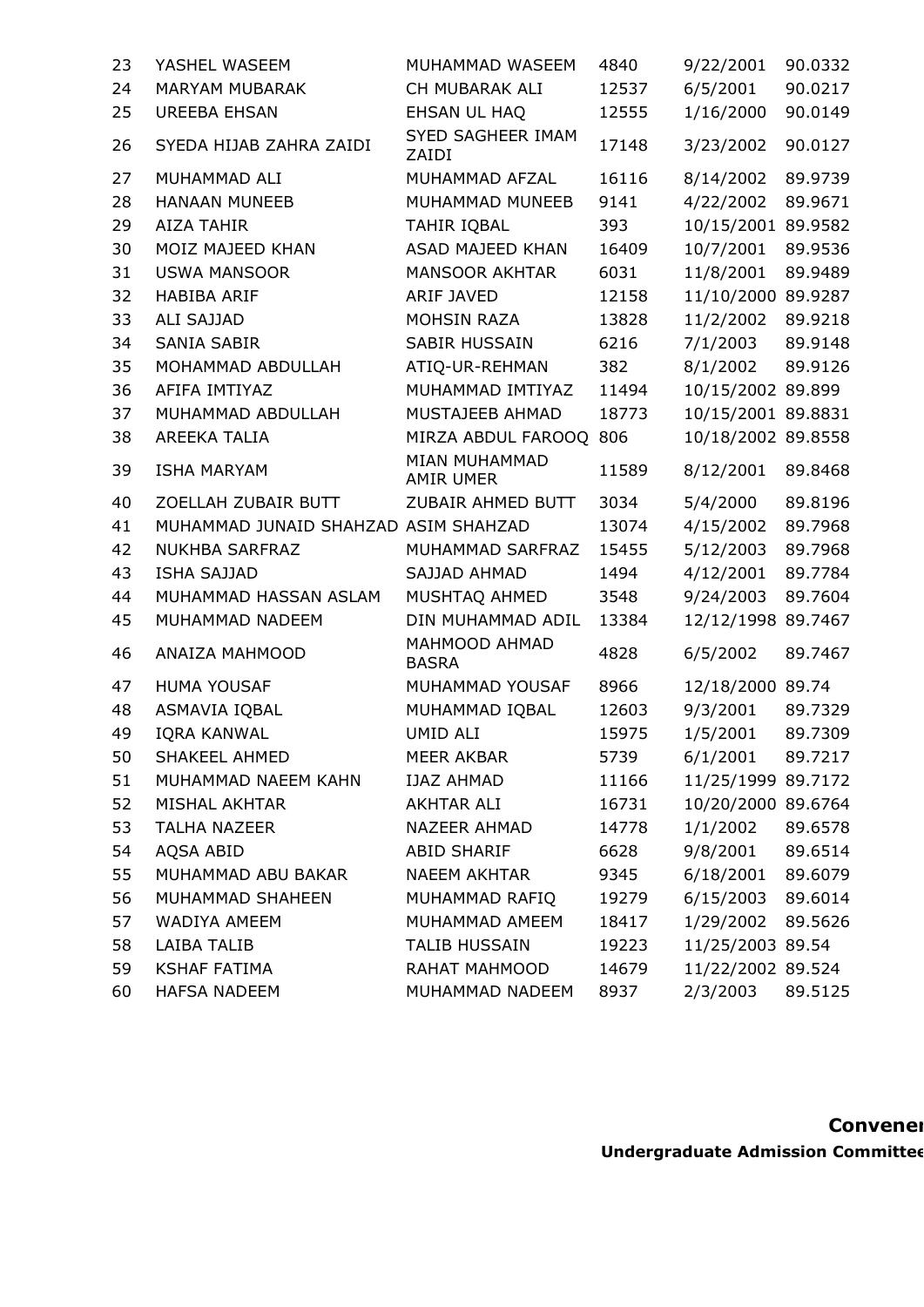| | | | | | |
|---|---|---|---|---|---|
| 23 | YASHEL WASEEM | MUHAMMAD WASEEM | 4840 | 9/22/2001 | 90.0332 |
| 24 | MARYAM MUBARAK | CH MUBARAK ALI | 12537 | 6/5/2001 | 90.0217 |
| 25 | UREEBA EHSAN | EHSAN UL HAQ | 12555 | 1/16/2000 | 90.0149 |
| 26 | SYEDA HIJAB ZAHRA ZAIDI | SYED SAGHEER IMAM ZAIDI | 17148 | 3/23/2002 | 90.0127 |
| 27 | MUHAMMAD ALI | MUHAMMAD AFZAL | 16116 | 8/14/2002 | 89.9739 |
| 28 | HANAAN MUNEEB | MUHAMMAD MUNEEB | 9141 | 4/22/2002 | 89.9671 |
| 29 | AIZA TAHIR | TAHIR IQBAL | 393 | 10/15/2001 | 89.9582 |
| 30 | MOIZ MAJEED KHAN | ASAD MAJEED KHAN | 16409 | 10/7/2001 | 89.9536 |
| 31 | USWA MANSOOR | MANSOOR AKHTAR | 6031 | 11/8/2001 | 89.9489 |
| 32 | HABIBA ARIF | ARIF JAVED | 12158 | 11/10/2000 | 89.9287 |
| 33 | ALI SAJJAD | MOHSIN RAZA | 13828 | 11/2/2002 | 89.9218 |
| 34 | SANIA SABIR | SABIR HUSSAIN | 6216 | 7/1/2003 | 89.9148 |
| 35 | MOHAMMAD ABDULLAH | ATIQ-UR-REHMAN | 382 | 8/1/2002 | 89.9126 |
| 36 | AFIFA IMTIYAZ | MUHAMMAD IMTIYAZ | 11494 | 10/15/2002 | 89.899 |
| 37 | MUHAMMAD ABDULLAH | MUSTAJEEB AHMAD | 18773 | 10/15/2001 | 89.8831 |
| 38 | AREEKA TALIA | MIRZA ABDUL FAROOQ | 806 | 10/18/2002 | 89.8558 |
| 39 | ISHA MARYAM | MIAN MUHAMMAD AMIR UMER | 11589 | 8/12/2001 | 89.8468 |
| 40 | ZOELLAH ZUBAIR BUTT | ZUBAIR AHMED BUTT | 3034 | 5/4/2000 | 89.8196 |
| 41 | MUHAMMAD JUNAID SHAHZAD | ASIM SHAHZAD | 13074 | 4/15/2002 | 89.7968 |
| 42 | NUKHBA SARFRAZ | MUHAMMAD SARFRAZ | 15455 | 5/12/2003 | 89.7968 |
| 43 | ISHA SAJJAD | SAJJAD AHMAD | 1494 | 4/12/2001 | 89.7784 |
| 44 | MUHAMMAD HASSAN ASLAM | MUSHTAQ AHMED | 3548 | 9/24/2003 | 89.7604 |
| 45 | MUHAMMAD NADEEM | DIN MUHAMMAD ADIL | 13384 | 12/12/1998 | 89.7467 |
| 46 | ANAIZA MAHMOOD | MAHMOOD AHMAD BASRA | 4828 | 6/5/2002 | 89.7467 |
| 47 | HUMA YOUSAF | MUHAMMAD YOUSAF | 8966 | 12/18/2000 | 89.74 |
| 48 | ASMAVIA IQBAL | MUHAMMAD IQBAL | 12603 | 9/3/2001 | 89.7329 |
| 49 | IQRA KANWAL | UMID ALI | 15975 | 1/5/2001 | 89.7309 |
| 50 | SHAKEEL AHMED | MEER AKBAR | 5739 | 6/1/2001 | 89.7217 |
| 51 | MUHAMMAD NAEEM KAHN | IJAZ AHMAD | 11166 | 11/25/1999 | 89.7172 |
| 52 | MISHAL AKHTAR | AKHTAR ALI | 16731 | 10/20/2000 | 89.6764 |
| 53 | TALHA NAZEER | NAZEER AHMAD | 14778 | 1/1/2002 | 89.6578 |
| 54 | AQSA ABID | ABID SHARIF | 6628 | 9/8/2001 | 89.6514 |
| 55 | MUHAMMAD ABU BAKAR | NAEEM AKHTAR | 9345 | 6/18/2001 | 89.6079 |
| 56 | MUHAMMAD SHAHEEN | MUHAMMAD RAFIQ | 19279 | 6/15/2003 | 89.6014 |
| 57 | WADIYA AMEEM | MUHAMMAD AMEEM | 18417 | 1/29/2002 | 89.5626 |
| 58 | LAIBA TALIB | TALIB HUSSAIN | 19223 | 11/25/2003 | 89.54 |
| 59 | KSHAF FATIMA | RAHAT MAHMOOD | 14679 | 11/22/2002 | 89.524 |
| 60 | HAFSA NADEEM | MUHAMMAD NADEEM | 8937 | 2/3/2003 | 89.5125 |

**Convener**

**Undergraduate Admission Committee**